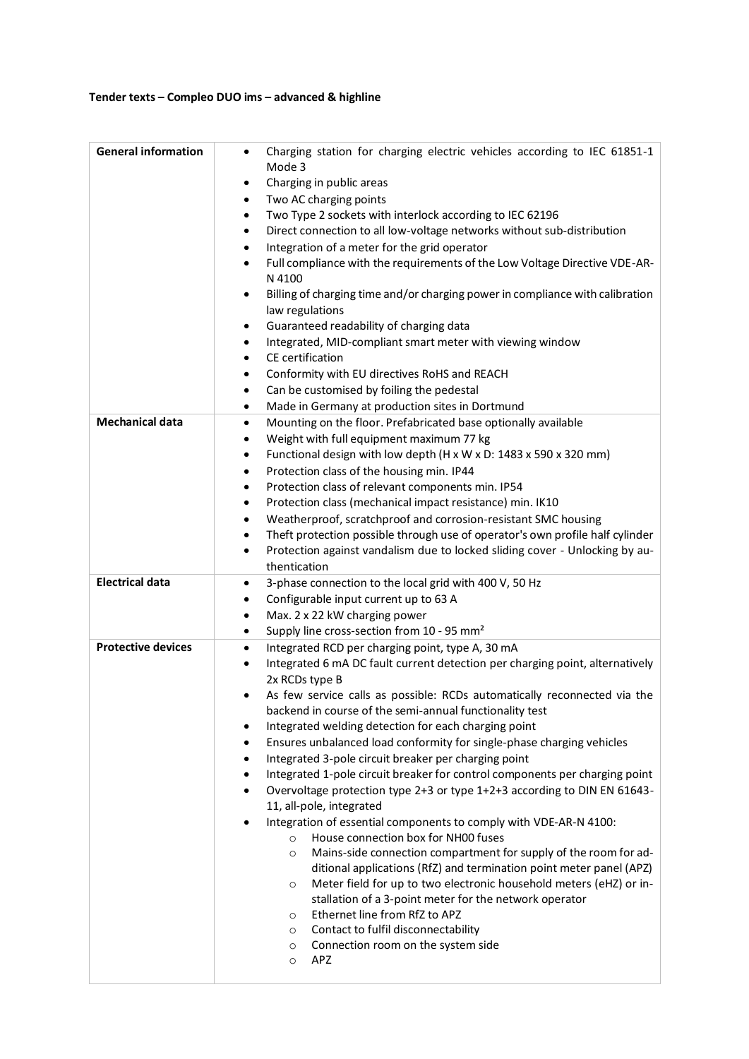**Tender texts – Compleo DUO ims – advanced & highline**

| | |
|---|---|
| **General information** | • Charging station for charging electric vehicles according to IEC 61851-1 Mode 3<br>• Charging in public areas<br>• Two AC charging points<br>• Two Type 2 sockets with interlock according to IEC 62196<br>• Direct connection to all low-voltage networks without sub-distribution<br>• Integration of a meter for the grid operator<br>• Full compliance with the requirements of the Low Voltage Directive VDE-AR-N 4100<br>• Billing of charging time and/or charging power in compliance with calibration law regulations<br>• Guaranteed readability of charging data<br>• Integrated, MID-compliant smart meter with viewing window<br>• CE certification<br>• Conformity with EU directives RoHS and REACH<br>• Can be customised by foiling the pedestal<br>• Made in Germany at production sites in Dortmund |
| **Mechanical data** | • Mounting on the floor. Prefabricated base optionally available<br>• Weight with full equipment maximum 77 kg<br>• Functional design with low depth (H x W x D: 1483 x 590 x 320 mm)<br>• Protection class of the housing min. IP44<br>• Protection class of relevant components min. IP54<br>• Protection class (mechanical impact resistance) min. IK10<br>• Weatherproof, scratchproof and corrosion-resistant SMC housing<br>• Theft protection possible through use of operator's own profile half cylinder<br>• Protection against vandalism due to locked sliding cover - Unlocking by authentication |
| **Electrical data** | • 3-phase connection to the local grid with 400 V, 50 Hz<br>• Configurable input current up to 63 A<br>• Max. 2 x 22 kW charging power<br>• Supply line cross-section from 10 - 95 mm² |
| **Protective devices** | • Integrated RCD per charging point, type A, 30 mA<br>• Integrated 6 mA DC fault current detection per charging point, alternatively 2x RCDs type B<br>• As few service calls as possible: RCDs automatically reconnected via the backend in course of the semi-annual functionality test<br>• Integrated welding detection for each charging point<br>• Ensures unbalanced load conformity for single-phase charging vehicles<br>• Integrated 3-pole circuit breaker per charging point<br>• Integrated 1-pole circuit breaker for control components per charging point<br>• Overvoltage protection type 2+3 or type 1+2+3 according to DIN EN 61643-11, all-pole, integrated<br>• Integration of essential components to comply with VDE-AR-N 4100:<br>&nbsp;&nbsp;&nbsp;&nbsp;○ House connection box for NH00 fuses<br>&nbsp;&nbsp;&nbsp;&nbsp;○ Mains-side connection compartment for supply of the room for additional applications (RfZ) and termination point meter panel (APZ)<br>&nbsp;&nbsp;&nbsp;&nbsp;○ Meter field for up to two electronic household meters (eHZ) or installation of a 3-point meter for the network operator<br>&nbsp;&nbsp;&nbsp;&nbsp;○ Ethernet line from RfZ to APZ<br>&nbsp;&nbsp;&nbsp;&nbsp;○ Contact to fulfil disconnectability<br>&nbsp;&nbsp;&nbsp;&nbsp;○ Connection room on the system side<br>&nbsp;&nbsp;&nbsp;&nbsp;○ APZ |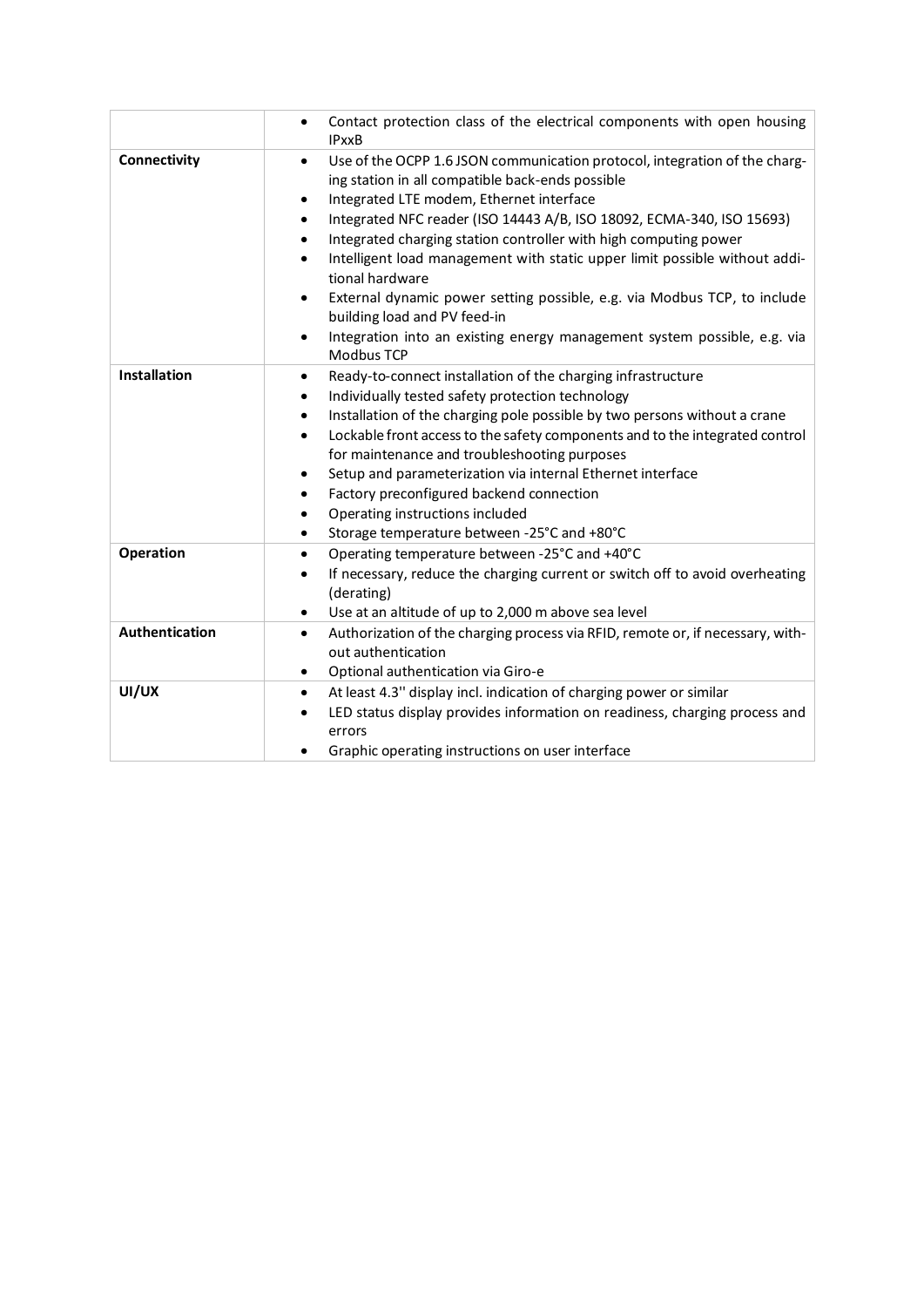| | |
|---|---|
| | • Contact protection class of the electrical components with open housing IPxxB |
| **Connectivity** | • Use of the OCPP 1.6 JSON communication protocol, integration of the charging station in all compatible back-ends possible<br>• Integrated LTE modem, Ethernet interface<br>• Integrated NFC reader (ISO 14443 A/B, ISO 18092, ECMA-340, ISO 15693)<br>• Integrated charging station controller with high computing power<br>• Intelligent load management with static upper limit possible without additional hardware<br>• External dynamic power setting possible, e.g. via Modbus TCP, to include building load and PV feed-in<br>• Integration into an existing energy management system possible, e.g. via Modbus TCP |
| **Installation** | • Ready-to-connect installation of the charging infrastructure<br>• Individually tested safety protection technology<br>• Installation of the charging pole possible by two persons without a crane<br>• Lockable front access to the safety components and to the integrated control for maintenance and troubleshooting purposes<br>• Setup and parameterization via internal Ethernet interface<br>• Factory preconfigured backend connection<br>• Operating instructions included<br>• Storage temperature between -25°C and +80°C |
| **Operation** | • Operating temperature between -25°C and +40°C<br>• If necessary, reduce the charging current or switch off to avoid overheating (derating)<br>• Use at an altitude of up to 2,000 m above sea level |
| **Authentication** | • Authorization of the charging process via RFID, remote or, if necessary, without authentication<br>• Optional authentication via Giro-e |
| **UI/UX** | • At least 4.3'' display incl. indication of charging power or similar<br>• LED status display provides information on readiness, charging process and errors<br>• Graphic operating instructions on user interface |